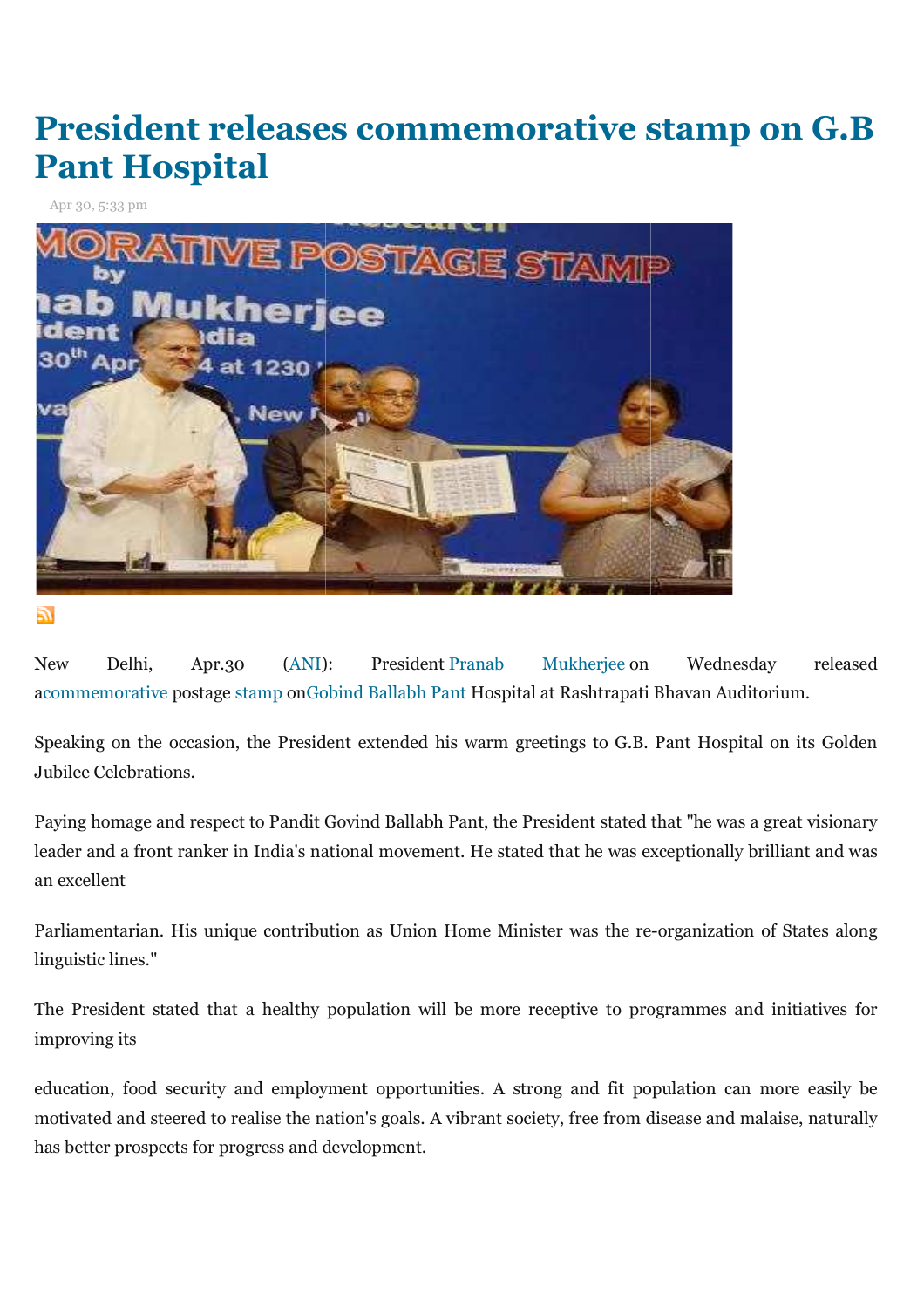# President releases commemorative stamp on G.B Pant Hospital

Apr 30, 5:33 pm

New Delhi, Apr.30 (ANI): President Pranab Mukherjee on Wednesday released a commemorative postage stamp on Gobind Ballabh Pant Hospital at Rashtrapati Bhavan Auditorium.

Speaking on the occasion, the President extended his warm greetings to G.B. Pant Hospital on its Golden Jubilee Celebrations.

Paying homage and respect to Pandit Govind Ballabh Pant, the President stated that "he was a great visionary leader and a front ranker in India's national movement. He stated that he was exceptionally brilliant and was an excellent Parliamentarian. His unique contribution as Union Home Minister was the re-organization of States along linguistic lines."

The President stated that a healthy population will be more receptive to programmes and initiatives for improving its education, food security and employment opportunities. A strong and fit population can more easily be motivated and steered to realise the nation's goals. A vibrant society, free from disease and malaise, naturally has better prospects for progress and development.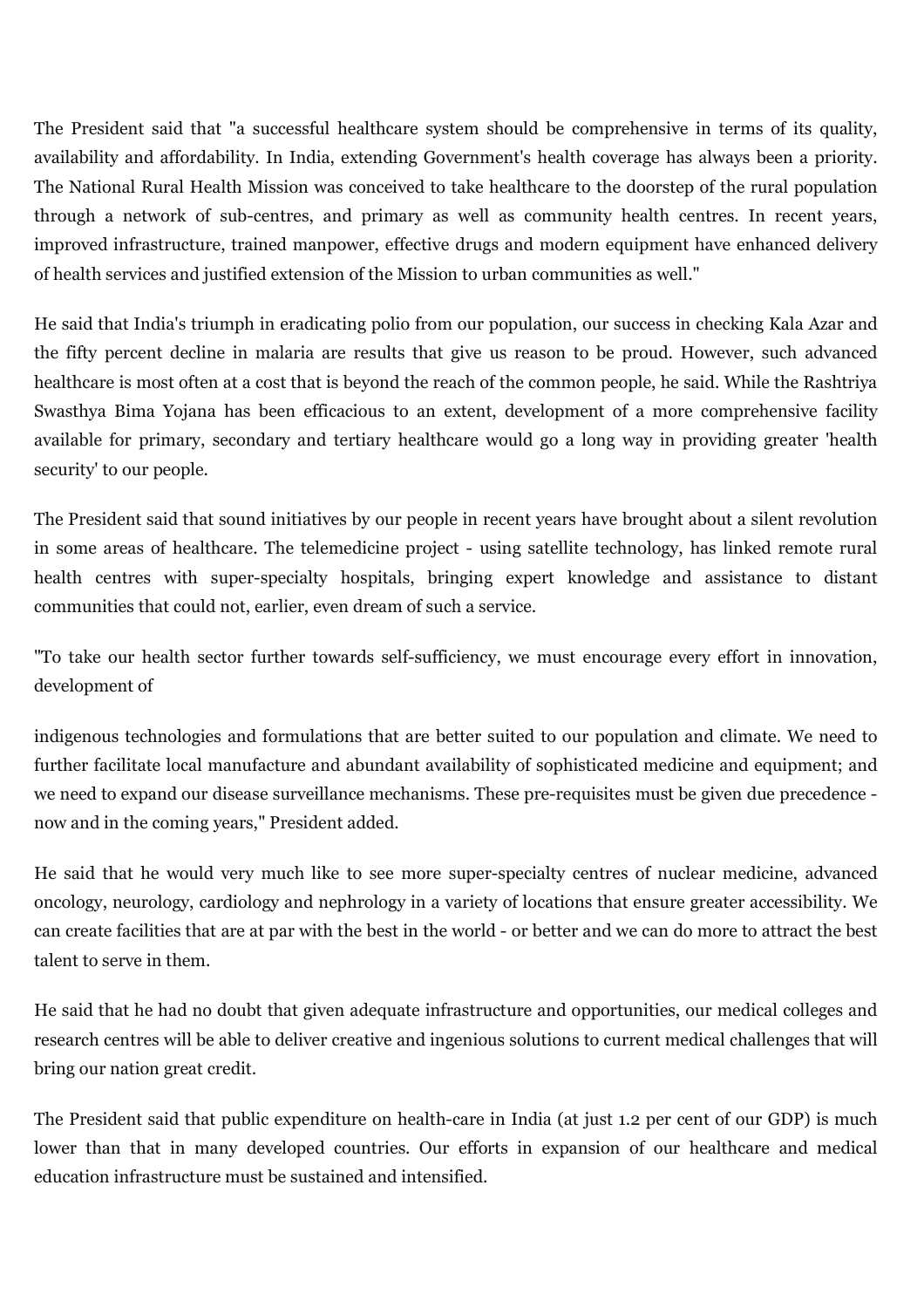The President said that "a successful healthcare system should be comprehensive in terms of its quality, availability and affordability. In India, extending Government's health coverage has always been a priority. The National Rural Health Mission was conceived to take healthcare to the doorstep of the rural population through a network of sub-centres, and primary as well as community health centres. In recent years, improved infrastructure, trained manpower, effective drugs and modern equipment have enhanced delivery of health services and justified extension of the Mission to urban communities as well."

He said that India's triumph in eradicating polio from our population, our success in checking Kala Azar and the fifty percent decline in malaria are results that give us reason to be proud. However, such advanced healthcare is most often at a cost that is beyond the reach of the common people, he said. While the Rashtriya Swasthya Bima Yojana has been efficacious to an extent, development of a more comprehensive facility available for primary, secondary and tertiary healthcare would go a long way in providing greater 'health security' to our people.

The President said that sound initiatives by our people in recent years have brought about a silent revolution in some areas of healthcare. The telemedicine project - using satellite technology, has linked remote rural health centres with super-specialty hospitals, bringing expert knowledge and assistance to distant communities that could not, earlier, even dream of such a service.

"To take our health sector further towards self-sufficiency, we must encourage every effort in innovation, development of indigenous technologies and formulations that are better suited to our population and climate. We need to further facilitate local manufacture and abundant availability of sophisticated medicine and equipment; and we need to expand our disease surveillance mechanisms. These pre-requisites must be given due precedence - now and in the coming years," President added.

He said that he would very much like to see more super-specialty centres of nuclear medicine, advanced oncology, neurology, cardiology and nephrology in a variety of locations that ensure greater accessibility. We can create facilities that are at par with the best in the world - or better and we can do more to attract the best talent to serve in them.

He said that he had no doubt that given adequate infrastructure and opportunities, our medical colleges and research centres will be able to deliver creative and ingenious solutions to current medical challenges that will bring our nation great credit.

The President said that public expenditure on health-care in India (at just 1.2 per cent of our GDP) is much lower than that in many developed countries. Our efforts in expansion of our healthcare and medical education infrastructure must be sustained and intensified.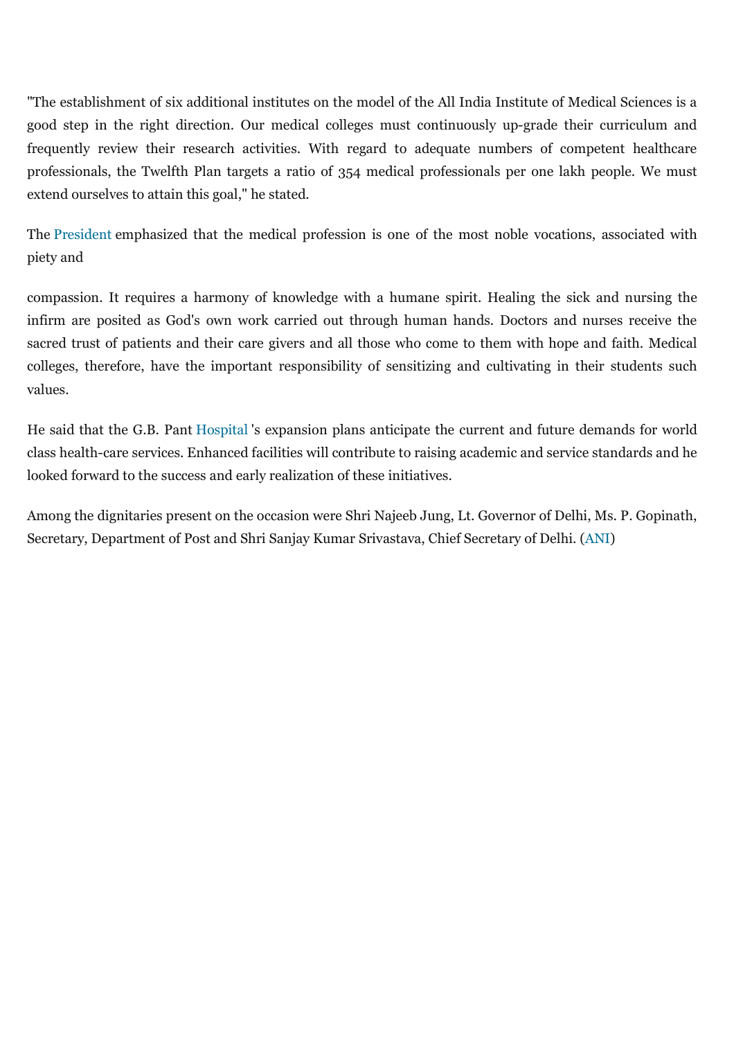"The establishment of six additional institutes on the model of the All India Institute of Medical Sciences is a good step in the right direction. Our medical colleges must continuously up-grade their curriculum and frequently review their research activities. With regard to adequate numbers of competent healthcare professionals, the Twelfth Plan targets a ratio of 354 medical professionals per one lakh people. We must extend ourselves to attain this goal," he stated.

The President emphasized that the medical profession is one of the most noble vocations, associated with piety and

compassion. It requires a harmony of knowledge with a humane spirit. Healing the sick and nursing the infirm are posited as God's own work carried out through human hands. Doctors and nurses receive the sacred trust of patients and their care givers and all those who come to them with hope and faith. Medical colleges, therefore, have the important responsibility of sensitizing and cultivating in their students such values.

He said that the G.B. Pant Hospital 's expansion plans anticipate the current and future demands for world class health-care services. Enhanced facilities will contribute to raising academic and service standards and he looked forward to the success and early realization of these initiatives.

Among the dignitaries present on the occasion were Shri Najeeb Jung, Lt. Governor of Delhi, Ms. P. Gopinath, Secretary, Department of Post and Shri Sanjay Kumar Srivastava, Chief Secretary of Delhi. (ANI)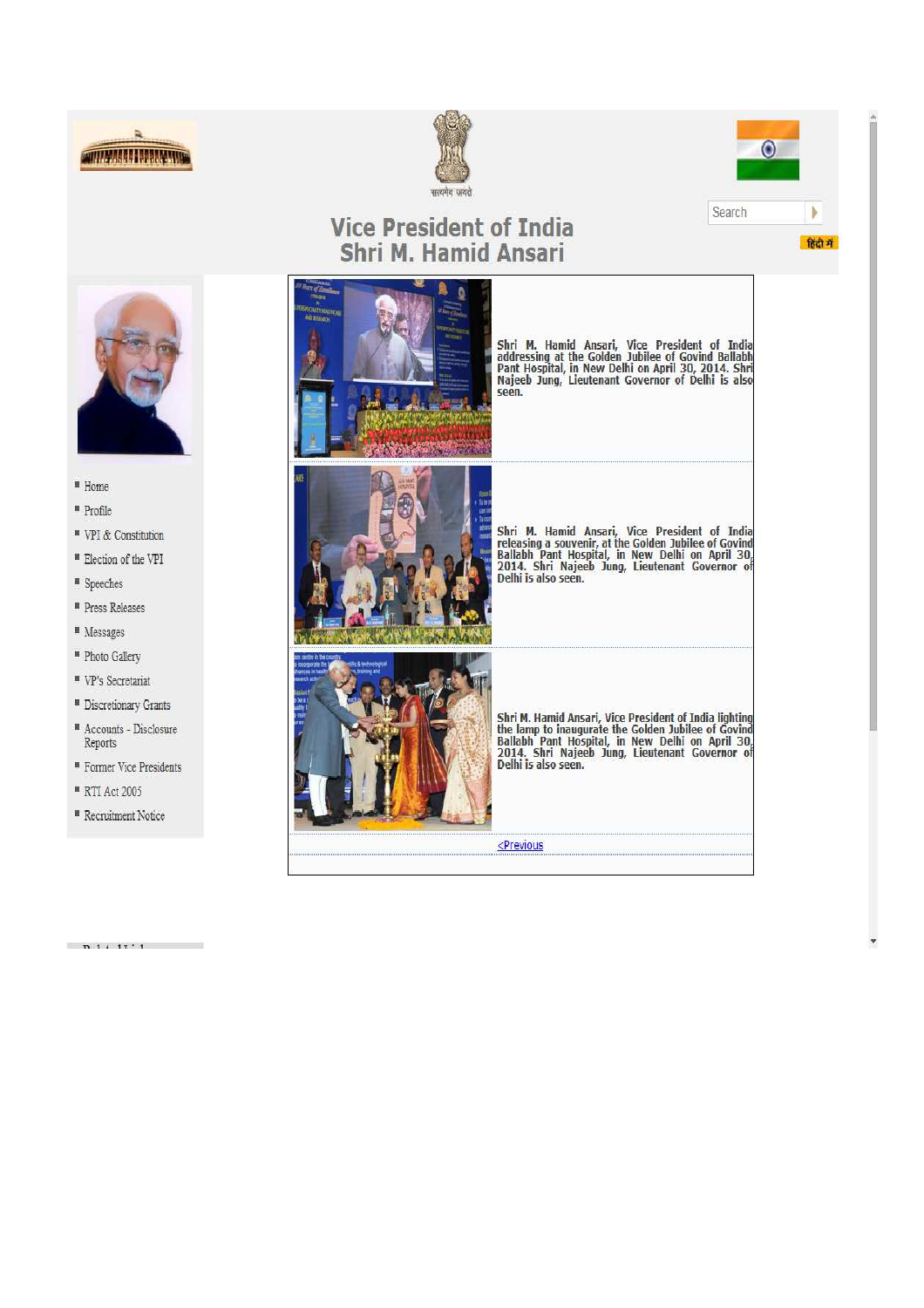सत्यमेव जयते

Search

# Vice President of India
## Shri M. Hamid Ansari

हिंदी में

- Home
- Profile
- VPI & Constitution
- Election of the VPI
- Speeches
- Press Releases
- Messages
- Photo Gallery
- VP's Secretariat
- Discretionary Grants
- Accounts - Disclosure Reports
- Former Vice Presidents
- RTI Act 2005
- Recruitment Notice

Shri M. Hamid Ansari, Vice President of India addressing at the Golden Jubilee of Govind Ballabh Pant Hospital, in New Delhi on April 30, 2014. Shri Najeeb Jung, Lieutenant Governor of Delhi is also seen.

Shri M. Hamid Ansari, Vice President of India releasing a souvenir, at the Golden Jubilee of Govind Ballabh Pant Hospital, in New Delhi on April 30, 2014. Shri Najeeb Jung, Lieutenant Governor of Delhi is also seen.

Shri M. Hamid Ansari, Vice President of India lighting the lamp to inaugurate the Golden Jubilee of Govind Ballabh Pant Hospital, in New Delhi on April 30, 2014. Shri Najeeb Jung, Lieutenant Governor of Delhi is also seen.

<Previous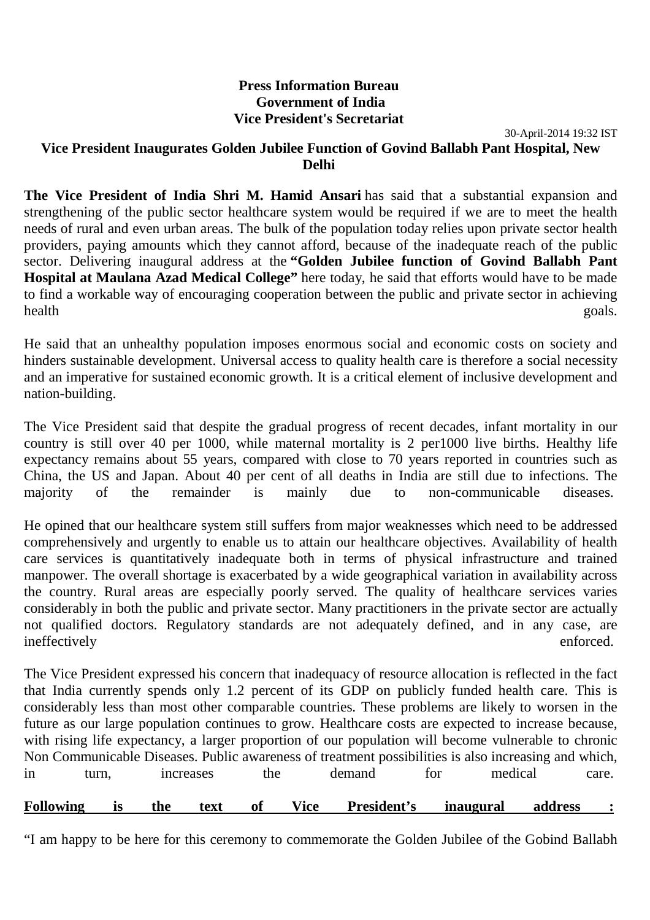**Press Information Bureau**
**Government of India**
**Vice President's Secretariat**

30-April-2014 19:32 IST

## Vice President Inaugurates Golden Jubilee Function of Govind Ballabh Pant Hospital, New Delhi

**The Vice President of India Shri M. Hamid Ansari** has said that a substantial expansion and strengthening of the public sector healthcare system would be required if we are to meet the health needs of rural and even urban areas. The bulk of the population today relies upon private sector health providers, paying amounts which they cannot afford, because of the inadequate reach of the public sector. Delivering inaugural address at the **"Golden Jubilee function of Govind Ballabh Pant Hospital at Maulana Azad Medical College"** here today, he said that efforts would have to be made to find a workable way of encouraging cooperation between the public and private sector in achieving health goals.

He said that an unhealthy population imposes enormous social and economic costs on society and hinders sustainable development. Universal access to quality health care is therefore a social necessity and an imperative for sustained economic growth. It is a critical element of inclusive development and nation-building.

The Vice President said that despite the gradual progress of recent decades, infant mortality in our country is still over 40 per 1000, while maternal mortality is 2 per1000 live births. Healthy life expectancy remains about 55 years, compared with close to 70 years reported in countries such as China, the US and Japan. About 40 per cent of all deaths in India are still due to infections. The majority of the remainder is mainly due to non-communicable diseases.

He opined that our healthcare system still suffers from major weaknesses which need to be addressed comprehensively and urgently to enable us to attain our healthcare objectives. Availability of health care services is quantitatively inadequate both in terms of physical infrastructure and trained manpower. The overall shortage is exacerbated by a wide geographical variation in availability across the country. Rural areas are especially poorly served. The quality of healthcare services varies considerably in both the public and private sector. Many practitioners in the private sector are actually not qualified doctors. Regulatory standards are not adequately defined, and in any case, are ineffectively enforced.

The Vice President expressed his concern that inadequacy of resource allocation is reflected in the fact that India currently spends only 1.2 percent of its GDP on publicly funded health care. This is considerably less than most other comparable countries. These problems are likely to worsen in the future as our large population continues to grow. Healthcare costs are expected to increase because, with rising life expectancy, a larger proportion of our population will become vulnerable to chronic Non Communicable Diseases. Public awareness of treatment possibilities is also increasing and which, in turn, increases the demand for medical care.

**Following is the text of Vice President's inaugural address :**

"I am happy to be here for this ceremony to commemorate the Golden Jubilee of the Gobind Ballabh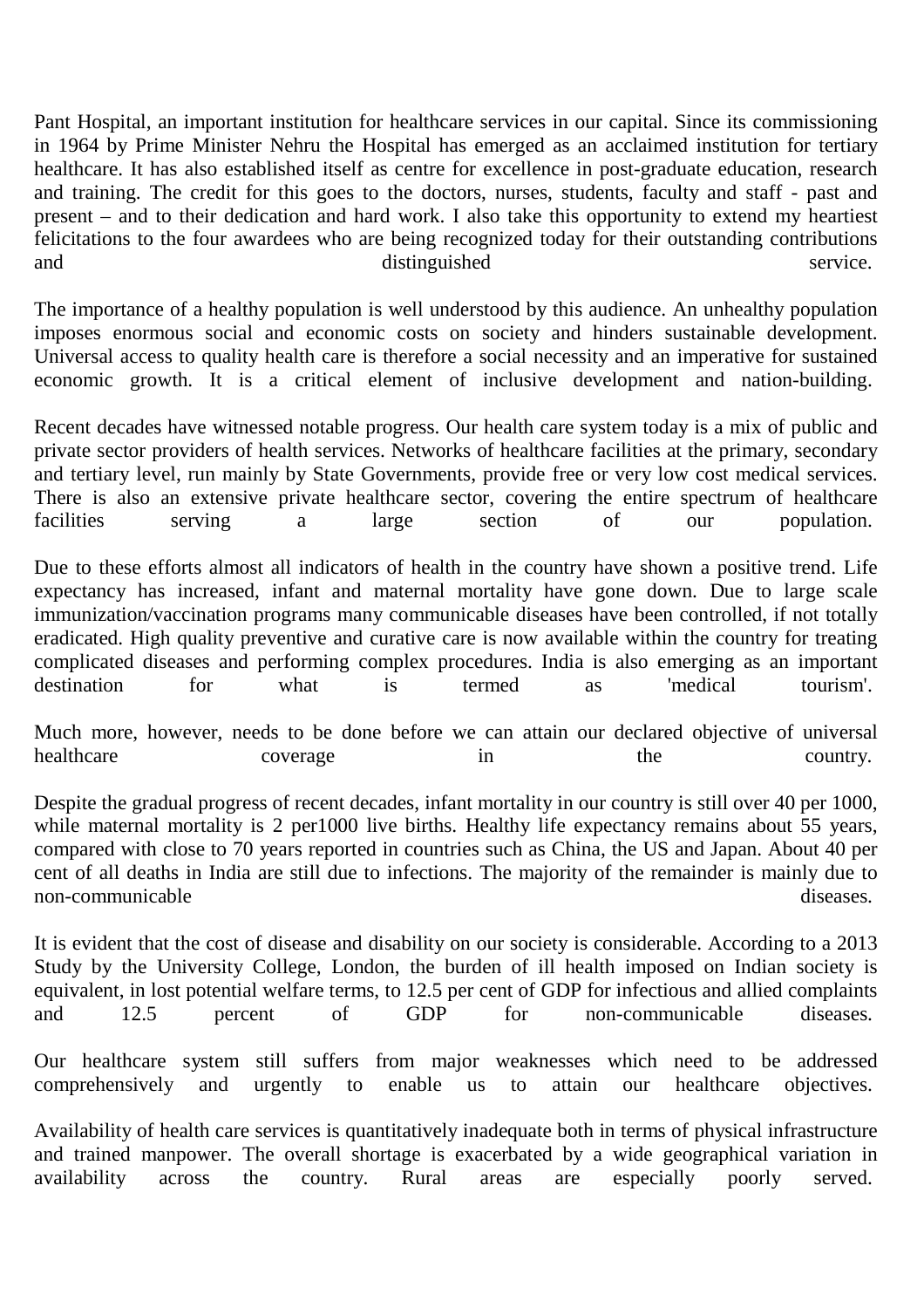Pant Hospital, an important institution for healthcare services in our capital. Since its commissioning in 1964 by Prime Minister Nehru the Hospital has emerged as an acclaimed institution for tertiary healthcare. It has also established itself as centre for excellence in post-graduate education, research and training. The credit for this goes to the doctors, nurses, students, faculty and staff - past and present – and to their dedication and hard work. I also take this opportunity to extend my heartiest felicitations to the four awardees who are being recognized today for their outstanding contributions and distinguished service.

The importance of a healthy population is well understood by this audience. An unhealthy population imposes enormous social and economic costs on society and hinders sustainable development. Universal access to quality health care is therefore a social necessity and an imperative for sustained economic growth. It is a critical element of inclusive development and nation-building.

Recent decades have witnessed notable progress. Our health care system today is a mix of public and private sector providers of health services. Networks of healthcare facilities at the primary, secondary and tertiary level, run mainly by State Governments, provide free or very low cost medical services. There is also an extensive private healthcare sector, covering the entire spectrum of healthcare facilities serving a large section of our population.

Due to these efforts almost all indicators of health in the country have shown a positive trend. Life expectancy has increased, infant and maternal mortality have gone down. Due to large scale immunization/vaccination programs many communicable diseases have been controlled, if not totally eradicated. High quality preventive and curative care is now available within the country for treating complicated diseases and performing complex procedures. India is also emerging as an important destination for what is termed as 'medical tourism'.

Much more, however, needs to be done before we can attain our declared objective of universal healthcare coverage in the country.

Despite the gradual progress of recent decades, infant mortality in our country is still over 40 per 1000, while maternal mortality is 2 per1000 live births. Healthy life expectancy remains about 55 years, compared with close to 70 years reported in countries such as China, the US and Japan. About 40 per cent of all deaths in India are still due to infections. The majority of the remainder is mainly due to non-communicable diseases.

It is evident that the cost of disease and disability on our society is considerable. According to a 2013 Study by the University College, London, the burden of ill health imposed on Indian society is equivalent, in lost potential welfare terms, to 12.5 per cent of GDP for infectious and allied complaints and 12.5 percent of GDP for non-communicable diseases.

Our healthcare system still suffers from major weaknesses which need to be addressed comprehensively and urgently to enable us to attain our healthcare objectives.

Availability of health care services is quantitatively inadequate both in terms of physical infrastructure and trained manpower. The overall shortage is exacerbated by a wide geographical variation in availability across the country. Rural areas are especially poorly served.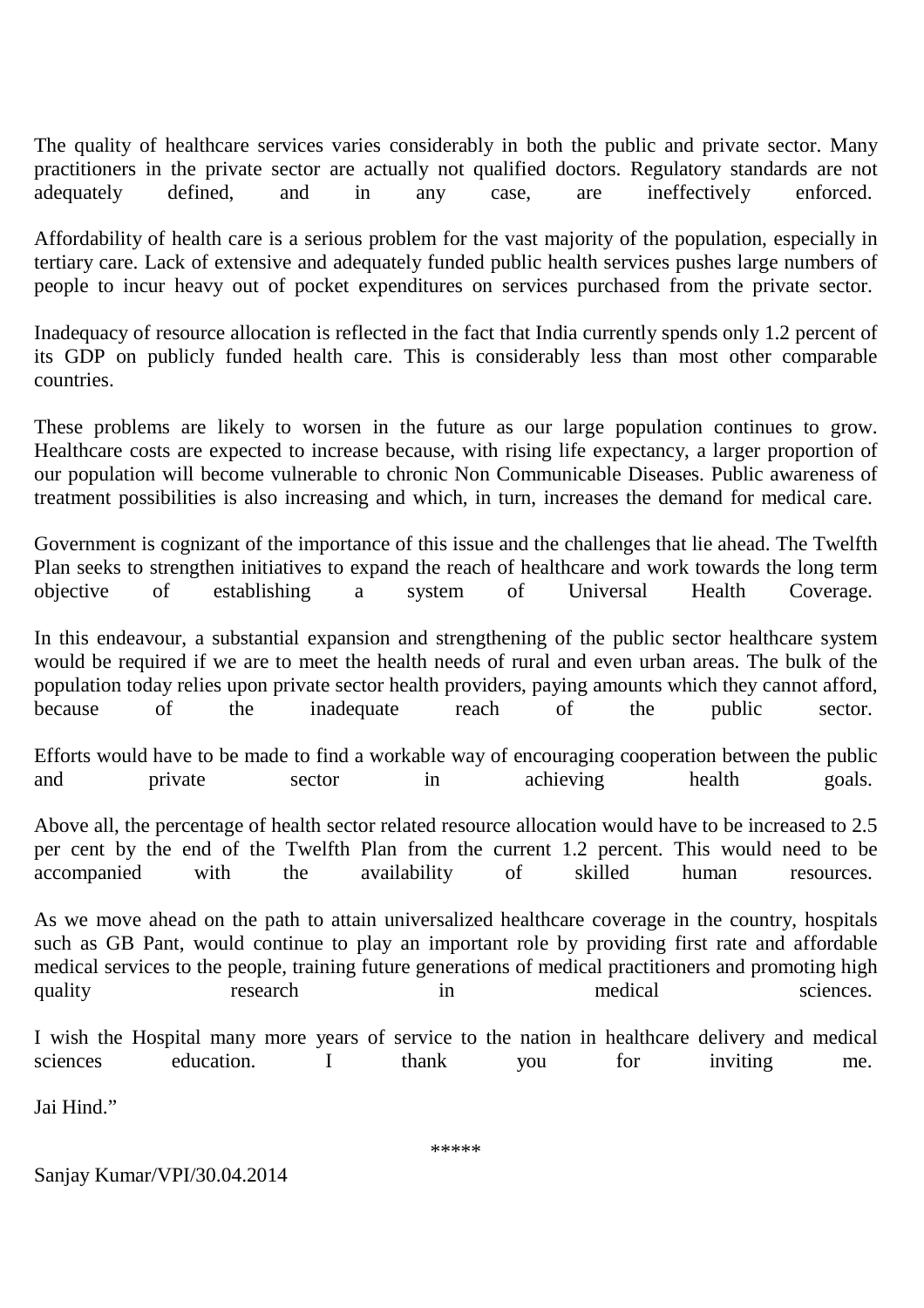The quality of healthcare services varies considerably in both the public and private sector. Many practitioners in the private sector are actually not qualified doctors. Regulatory standards are not adequately defined, and in any case, are ineffectively enforced.

Affordability of health care is a serious problem for the vast majority of the population, especially in tertiary care. Lack of extensive and adequately funded public health services pushes large numbers of people to incur heavy out of pocket expenditures on services purchased from the private sector.

Inadequacy of resource allocation is reflected in the fact that India currently spends only 1.2 percent of its GDP on publicly funded health care. This is considerably less than most other comparable countries.

These problems are likely to worsen in the future as our large population continues to grow. Healthcare costs are expected to increase because, with rising life expectancy, a larger proportion of our population will become vulnerable to chronic Non Communicable Diseases. Public awareness of treatment possibilities is also increasing and which, in turn, increases the demand for medical care.

Government is cognizant of the importance of this issue and the challenges that lie ahead. The Twelfth Plan seeks to strengthen initiatives to expand the reach of healthcare and work towards the long term objective of establishing a system of Universal Health Coverage.

In this endeavour, a substantial expansion and strengthening of the public sector healthcare system would be required if we are to meet the health needs of rural and even urban areas. The bulk of the population today relies upon private sector health providers, paying amounts which they cannot afford, because of the inadequate reach of the public sector.

Efforts would have to be made to find a workable way of encouraging cooperation between the public and private sector in achieving health goals.

Above all, the percentage of health sector related resource allocation would have to be increased to 2.5 per cent by the end of the Twelfth Plan from the current 1.2 percent. This would need to be accompanied with the availability of skilled human resources.

As we move ahead on the path to attain universalized healthcare coverage in the country, hospitals such as GB Pant, would continue to play an important role by providing first rate and affordable medical services to the people, training future generations of medical practitioners and promoting high quality research in medical sciences.

I wish the Hospital many more years of service to the nation in healthcare delivery and medical sciences education. I thank you for inviting me.

Jai Hind."

*****

Sanjay Kumar/VPI/30.04.2014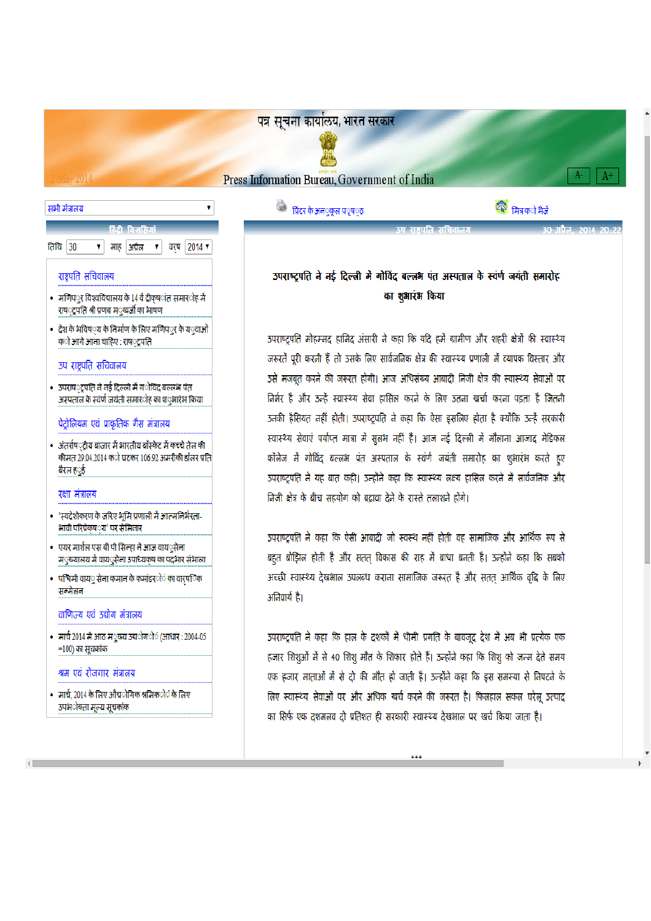पत्र सूचना कार्यालय, भारत सरकार

Press Information Bureau, Government of India

सभी मंत्रालय

हिंदी विज्ञप्तियां

तिथि 30 माह अप्रैल वर्ष 2014

**राष्ट्रपति सचिवालय**

- मणिपुर विश्वविद्यालय के 14 वें दीक्षांत समारोह में राष्ट्रपति श्री प्रणब मुखर्जी का भाषण
- देश के भविष्य के निर्माण के लिए मणिपुर के युवाओं को आगे आना चाहिए : राष्ट्रपति

**उप राष्ट्रपति सचिवालय**

- उपराष्ट्रपति ने नई दिल्ली में गोविंद बल्लभ पंत अस्पताल के स्वर्ण जयंती समारोह का शुभारंभ किया

**पेट्रोलियम एवं प्राकृतिक गैस मंत्रालय**

- अंतर्राष्ट्रीय बाजार में भारतीय बॉस्केट में कच्चे तेल की कीमत 29.04.2014 को घटकर 106.92 अमरीकी डॉलर प्रति बैरल हुई

**रक्षा मंत्रालय**

- 'स्वदेशीकरण के जरिए भूमि प्रणाली में आत्मनिर्भरता- भावी परिप्रेक्ष्य' पर सेमिनार
- एयर मार्शल एस बी पी सिन्हा ने आज वायुसेना मुख्यालय में वायुसेना उपाध्यक्ष का पदभार संभाला
- पश्चिमी वायु सेना कमान के कमांडरों का वार्षिक सम्मेलन

**वाणिज्य एवं उद्योग मंत्रालय**

- मार्च 2014 में आठ मुख्य उद्योगों (आधार : 2004-05 =100) का सूचकांक

**श्रम एवं रोजगार मंत्रालय**

- मार्च, 2014 के लिए औद्योगिक श्रमिकों के लिए उपभोक्ता मूल्य सूचकांक

---

प्रिंटर के अनुकूल पृष्ठ | मित्र को भेजें

उप राष्ट्रपति सचिवालय — 30-अप्रैल, 2014 20:22

## उपराष्ट्रपति ने नई दिल्ली में गोविंद बल्लभ पंत अस्पताल के स्वर्ण जयंती समारोह का शुभारंभ किया

उपराष्ट्रपति मोहम्मद हामिद अंसारी ने कहा कि यदि हमें ग्रामीण और शहरी क्षेत्रों की स्वास्थ्य जरूरतें पूरी करनी हैं तो उसके लिए सार्वजनिक क्षेत्र की स्वास्थ्य प्रणाली में व्यापक विस्तार और उसे मजबूत करने की जरूरत होगी। आज अधिसंख्य आबादी निजी क्षेत्र की स्वास्थ्य सेवाओं पर निर्भर है और उन्हें स्वास्थ्य सेवा हासिल करने के लिए उतना खर्चा करना पड़ता है जितनी उनकी हैसियत नहीं होती। उपराष्ट्रपति ने कहा कि ऐसा इसलिए होता है क्योंकि उन्हें सरकारी स्वास्थ्य सेवाएं पर्याप्त मात्रा में सुलभ नहीं हैं। आज नई दिल्ली में मौलाना आजाद मेडिकल कॉलेज में गोविंद बल्लभ पंत अस्पताल के स्वर्ण जयंती समारोह का शुभारंभ करते हुए उपराष्ट्रपति ने यह बात कही। उन्होंने कहा कि स्वास्थ्य लक्ष्य हासिल करने में सार्वजनिक और निजी क्षेत्र के बीच सहयोग को बढ़ावा देने के रास्ते तलाशने होंगे।

उपराष्ट्रपति ने कहा कि ऐसी आबादी जो स्वस्थ नहीं होती वह सामाजिक और आर्थिक रूप से बहुत बोझिल होती है और सतत् विकास की राह में बाधा बनती है। उन्होंने कहा कि सबको अच्छी स्वास्थ्य देखभाल उपलब्ध कराना सामाजिक जरूरत है और सतत् आर्थिक वृद्धि के लिए अनिवार्य है।

उपराष्ट्रपति ने कहा कि हाल के दशकों में धीमी प्रगति के बावजूद देश में अब भी प्रत्येक एक हजार शिशुओं में से 40 शिशु मौत के शिकार होते हैं। उन्होंने कहा कि शिशु को जन्म देते समय एक हजार माताओं में से दो की मौत हो जाती है। उन्होंने कहा कि इस समस्या से निपटने के लिए स्वास्थ्य सेवाओं पर और अधिक खर्च करने की जरूरत है। फिलहाल सकल घरेलू उत्पाद का सिर्फ एक दशमलव दो प्रतिशत ही सरकारी स्वास्थ्य देखभाल पर खर्च किया जाता है।

\*\*\*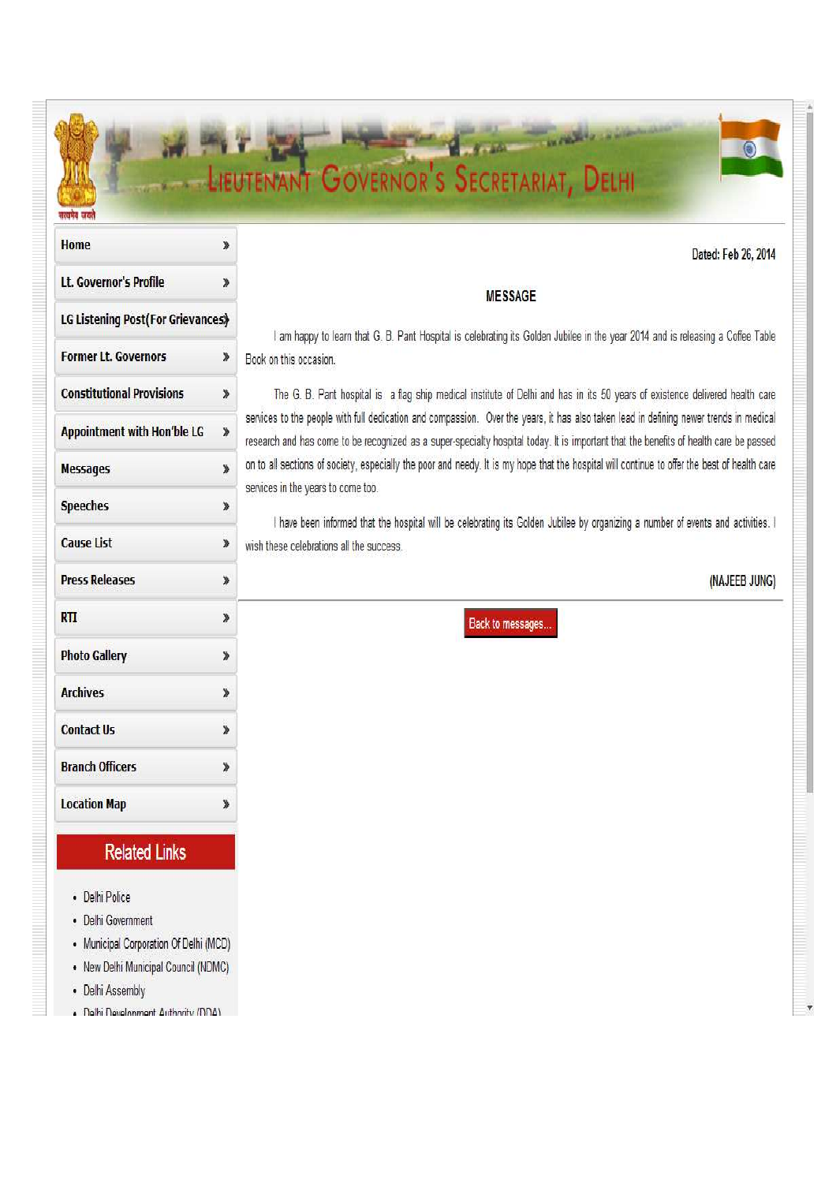# LIEUTENANT GOVERNOR'S SECRETARIAT, DELHI

- Home
- Lt. Governor's Profile
- LG Listening Post(For Grievances)
- Former Lt. Governors
- Constitutional Provisions
- Appointment with Hon'ble LG
- Messages
- Speeches
- Cause List
- Press Releases
- RTI
- Photo Gallery
- Archives
- Contact Us
- Branch Officers
- Location Map

**Related Links**

- Delhi Police
- Delhi Government
- Municipal Corporation Of Delhi (MCD)
- New Delhi Municipal Council (NDMC)
- Delhi Assembly
- Delhi Development Authority (DDA)

Dated: Feb 26, 2014

## MESSAGE

I am happy to learn that G. B. Pant Hospital is celebrating its Golden Jubilee in the year 2014 and is releasing a Coffee Table Book on this occasion.

The G. B. Pant hospital is a flag ship medical institute of Delhi and has in its 50 years of existence delivered health care services to the people with full dedication and compassion. Over the years, it has also taken lead in defining newer trends in medical research and has come to be recognized as a super-specialty hospital today. It is important that the benefits of health care be passed on to all sections of society, especially the poor and needy. It is my hope that the hospital will continue to offer the best of health care services in the years to come too.

I have been informed that the hospital will be celebrating its Golden Jubilee by organizing a number of events and activities. I wish these celebrations all the success.

(NAJEEB JUNG)

Back to messages...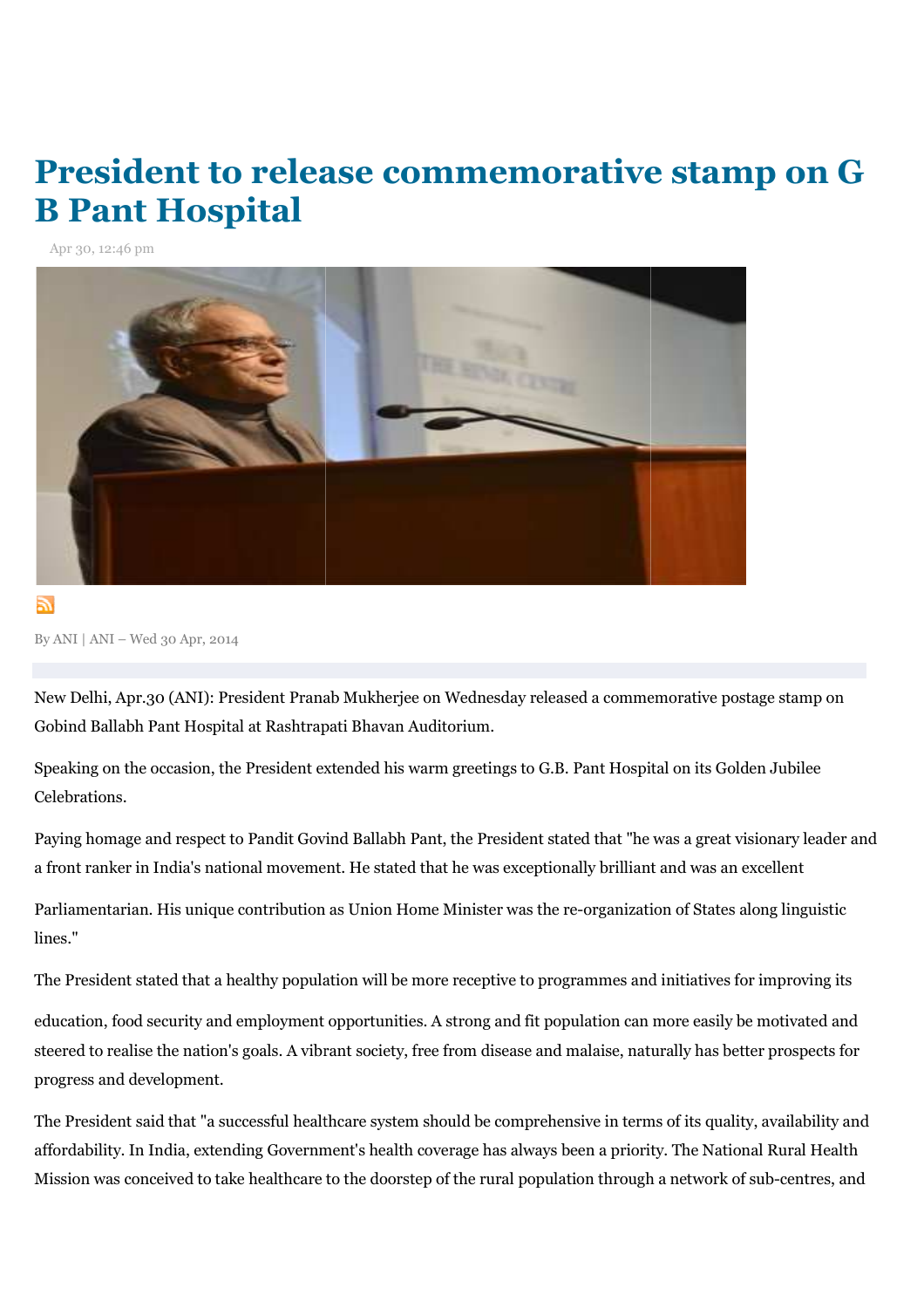# President to release commemorative stamp on G B Pant Hospital

Apr 30, 12:46 pm

By ANI | ANI – Wed 30 Apr, 2014

New Delhi, Apr.30 (ANI): President Pranab Mukherjee on Wednesday released a commemorative postage stamp on Gobind Ballabh Pant Hospital at Rashtrapati Bhavan Auditorium.

Speaking on the occasion, the President extended his warm greetings to G.B. Pant Hospital on its Golden Jubilee Celebrations.

Paying homage and respect to Pandit Govind Ballabh Pant, the President stated that "he was a great visionary leader and a front ranker in India's national movement. He stated that he was exceptionally brilliant and was an excellent Parliamentarian. His unique contribution as Union Home Minister was the re-organization of States along linguistic lines."

The President stated that a healthy population will be more receptive to programmes and initiatives for improving its education, food security and employment opportunities. A strong and fit population can more easily be motivated and steered to realise the nation's goals. A vibrant society, free from disease and malaise, naturally has better prospects for progress and development.

The President said that "a successful healthcare system should be comprehensive in terms of its quality, availability and affordability. In India, extending Government's health coverage has always been a priority. The National Rural Health Mission was conceived to take healthcare to the doorstep of the rural population through a network of sub-centres, and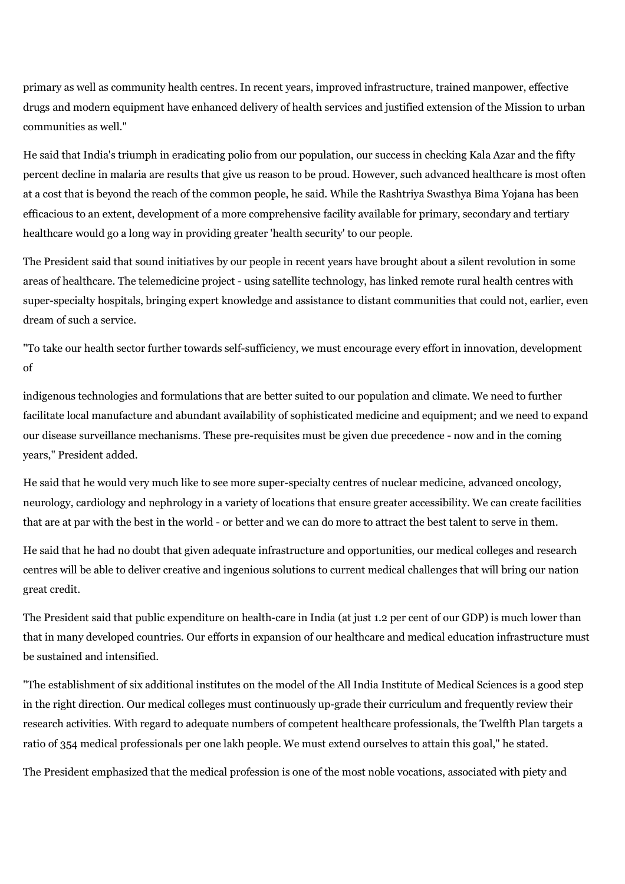primary as well as community health centres. In recent years, improved infrastructure, trained manpower, effective drugs and modern equipment have enhanced delivery of health services and justified extension of the Mission to urban communities as well."

He said that India's triumph in eradicating polio from our population, our success in checking Kala Azar and the fifty percent decline in malaria are results that give us reason to be proud. However, such advanced healthcare is most often at a cost that is beyond the reach of the common people, he said. While the Rashtriya Swasthya Bima Yojana has been efficacious to an extent, development of a more comprehensive facility available for primary, secondary and tertiary healthcare would go a long way in providing greater 'health security' to our people.

The President said that sound initiatives by our people in recent years have brought about a silent revolution in some areas of healthcare. The telemedicine project - using satellite technology, has linked remote rural health centres with super-specialty hospitals, bringing expert knowledge and assistance to distant communities that could not, earlier, even dream of such a service.

"To take our health sector further towards self-sufficiency, we must encourage every effort in innovation, development of indigenous technologies and formulations that are better suited to our population and climate. We need to further facilitate local manufacture and abundant availability of sophisticated medicine and equipment; and we need to expand our disease surveillance mechanisms. These pre-requisites must be given due precedence - now and in the coming years," President added.

He said that he would very much like to see more super-specialty centres of nuclear medicine, advanced oncology, neurology, cardiology and nephrology in a variety of locations that ensure greater accessibility. We can create facilities that are at par with the best in the world - or better and we can do more to attract the best talent to serve in them.

He said that he had no doubt that given adequate infrastructure and opportunities, our medical colleges and research centres will be able to deliver creative and ingenious solutions to current medical challenges that will bring our nation great credit.

The President said that public expenditure on health-care in India (at just 1.2 per cent of our GDP) is much lower than that in many developed countries. Our efforts in expansion of our healthcare and medical education infrastructure must be sustained and intensified.

"The establishment of six additional institutes on the model of the All India Institute of Medical Sciences is a good step in the right direction. Our medical colleges must continuously up-grade their curriculum and frequently review their research activities. With regard to adequate numbers of competent healthcare professionals, the Twelfth Plan targets a ratio of 354 medical professionals per one lakh people. We must extend ourselves to attain this goal," he stated.

The President emphasized that the medical profession is one of the most noble vocations, associated with piety and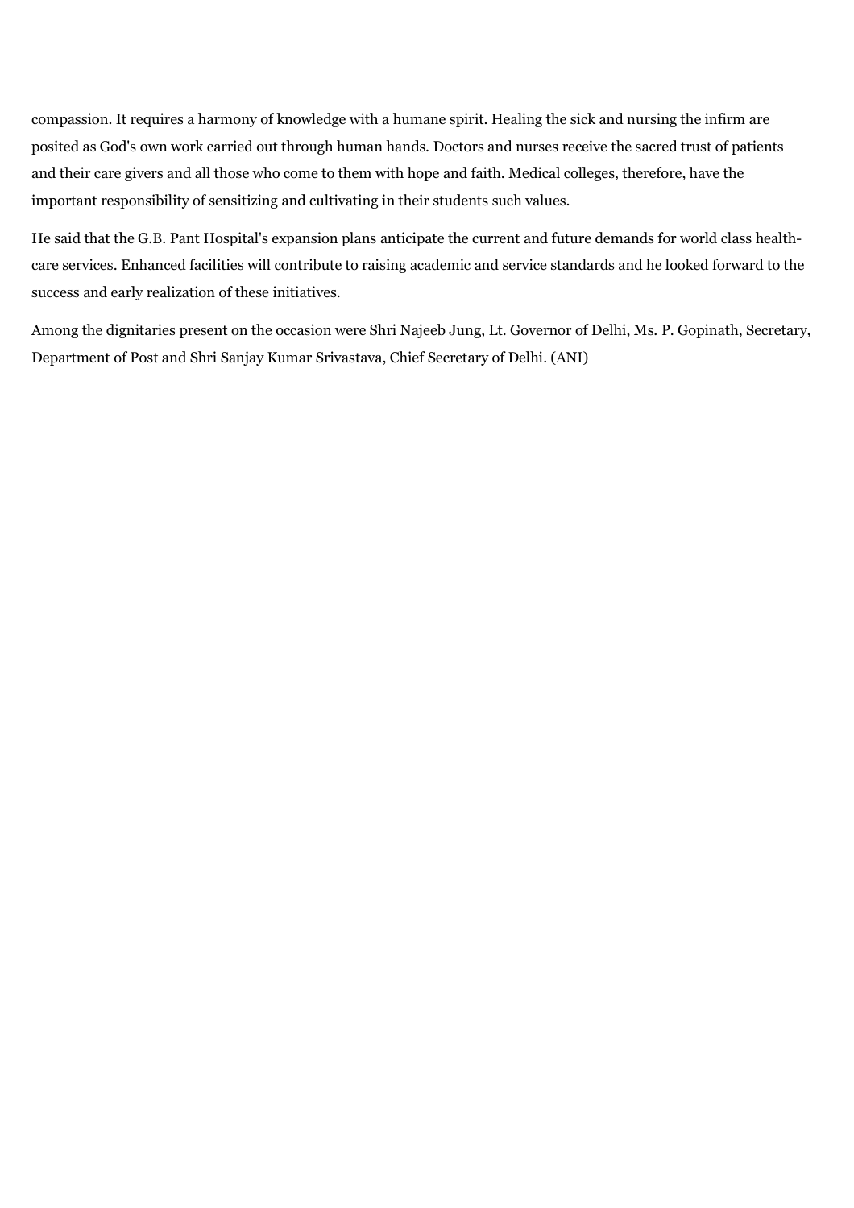compassion. It requires a harmony of knowledge with a humane spirit. Healing the sick and nursing the infirm are posited as God's own work carried out through human hands. Doctors and nurses receive the sacred trust of patients and their care givers and all those who come to them with hope and faith. Medical colleges, therefore, have the important responsibility of sensitizing and cultivating in their students such values.

He said that the G.B. Pant Hospital's expansion plans anticipate the current and future demands for world class health-care services. Enhanced facilities will contribute to raising academic and service standards and he looked forward to the success and early realization of these initiatives.

Among the dignitaries present on the occasion were Shri Najeeb Jung, Lt. Governor of Delhi, Ms. P. Gopinath, Secretary, Department of Post and Shri Sanjay Kumar Srivastava, Chief Secretary of Delhi. (ANI)